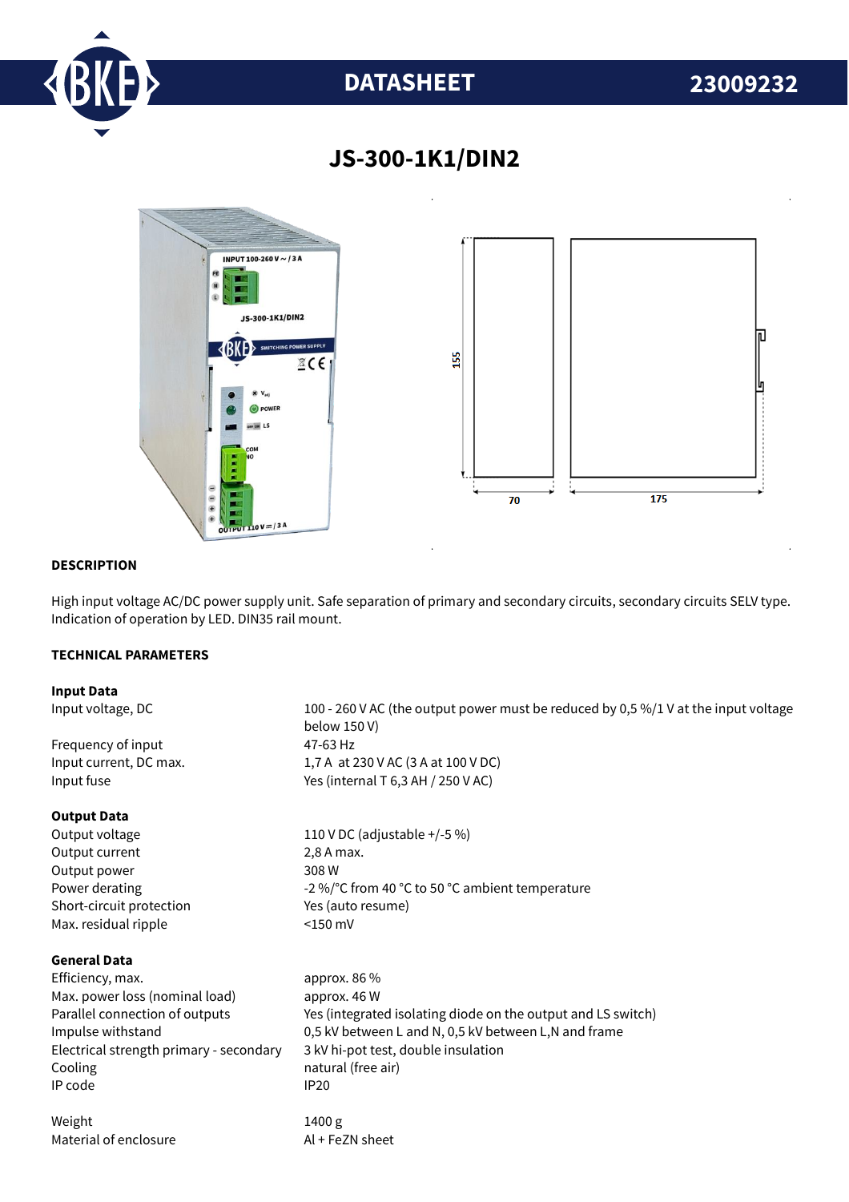# DATASHEET 23009232

## JS-300-1K1/DIN2

### DESCRIPTION

High input voltage AC/DC power supply unit. Safe separation of primary and secondary circuits, secondary circuits SELV type. Indication of operation by LED. DIN35 rail mount.

### TECHNICAL PARAMETERS

**Input Data**

| | |
|---|---|
| Input voltage, DC | 100 - 260 V AC (the output power must be reduced by 0,5 %/1 V at the input voltage below 150 V) |
| Frequency of input | 47-63 Hz |
| Input current, DC max. | 1,7 A at 230 V AC (3 A at 100 V DC) |
| Input fuse | Yes (internal T 6,3 AH / 250 V AC) |

**Output Data**

| | |
|---|---|
| Output voltage | 110 V DC (adjustable +/-5 %) |
| Output current | 2,8 A max. |
| Output power | 308 W |
| Power derating | -2 %/°C from 40 °C to 50 °C ambient temperature |
| Short-circuit protection | Yes (auto resume) |
| Max. residual ripple | <150 mV |

**General Data**

| | |
|---|---|
| Efficiency, max. | approx. 86 % |
| Max. power loss (nominal load) | approx. 46 W |
| Parallel connection of outputs | Yes (integrated isolating diode on the output and LS switch) |
| Impulse withstand | 0,5 kV between L and N, 0,5 kV between L,N and frame |
| Electrical strength primary - secondary | 3 kV hi-pot test, double insulation |
| Cooling | natural (free air) |
| IP code | IP20 |
| Weight | 1400 g |
| Material of enclosure | Al + FeZN sheet |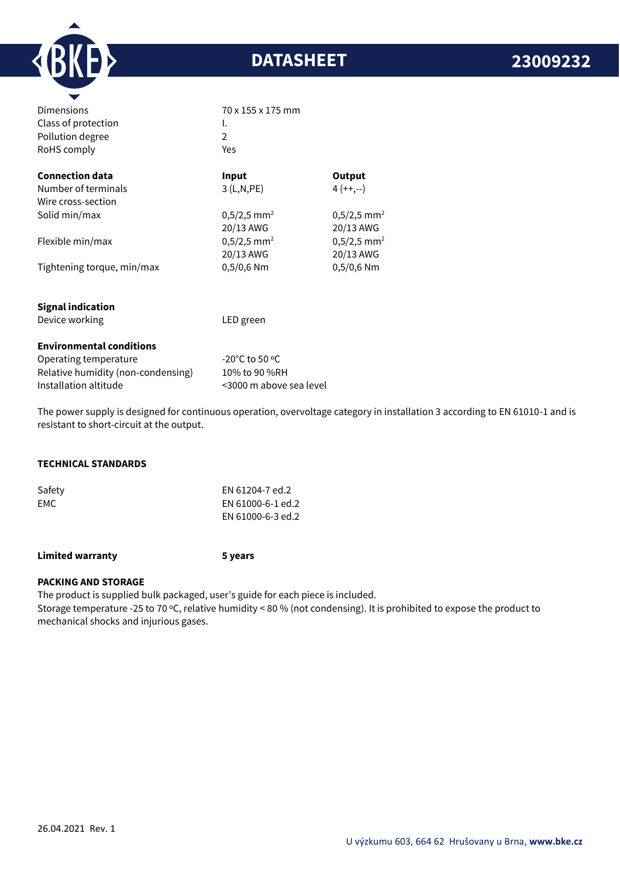| | | |
|---|---|---|
| Dimensions | 70 x 155 x 175 mm | |
| Class of protection | I. | |
| Pollution degree | 2 | |
| RoHS comply | Yes | |

| **Connection data** | **Input** | **Output** |
|---|---|---|
| Number of terminals | 3 (L,N,PE) | 4 (++,--) |
| Wire cross-section | | |
| Solid min/max | 0,5/2,5 $mm^2$<br>20/13 AWG | 0,5/2,5 $mm^2$<br>20/13 AWG |
| Flexible min/max | 0,5/2,5 $mm^2$<br>20/13 AWG | 0,5/2,5 $mm^2$<br>20/13 AWG |
| Tightening torque, min/max | 0,5/0,6 Nm | 0,5/0,6 Nm |

| **Signal indication** | |
|---|---|
| Device working | LED green |

| **Environmental conditions** | |
|---|---|
| Operating temperature | -20°C to 50 °C |
| Relative humidity (non-condensing) | 10% to 90 %RH |
| Installation altitude | <3000 m above sea level |

The power supply is designed for continuous operation, overvoltage category in installation 3 according to EN 61010-1 and is resistant to short-circuit at the output.

**TECHNICAL STANDARDS**

| | |
|---|---|
| Safety | EN 61204-7 ed.2 |
| EMC | EN 61000-6-1 ed.2<br>EN 61000-6-3 ed.2 |

**Limited warranty** **5 years**

**PACKING AND STORAGE**

The product is supplied bulk packaged, user's guide for each piece is included.
Storage temperature -25 to 70 °C, relative humidity < 80 % (not condensing). It is prohibited to expose the product to mechanical shocks and injurious gases.

26.04.2021 Rev. 1

U výzkumu 603, 664 62 Hrušovany u Brna, **www.bke.cz**